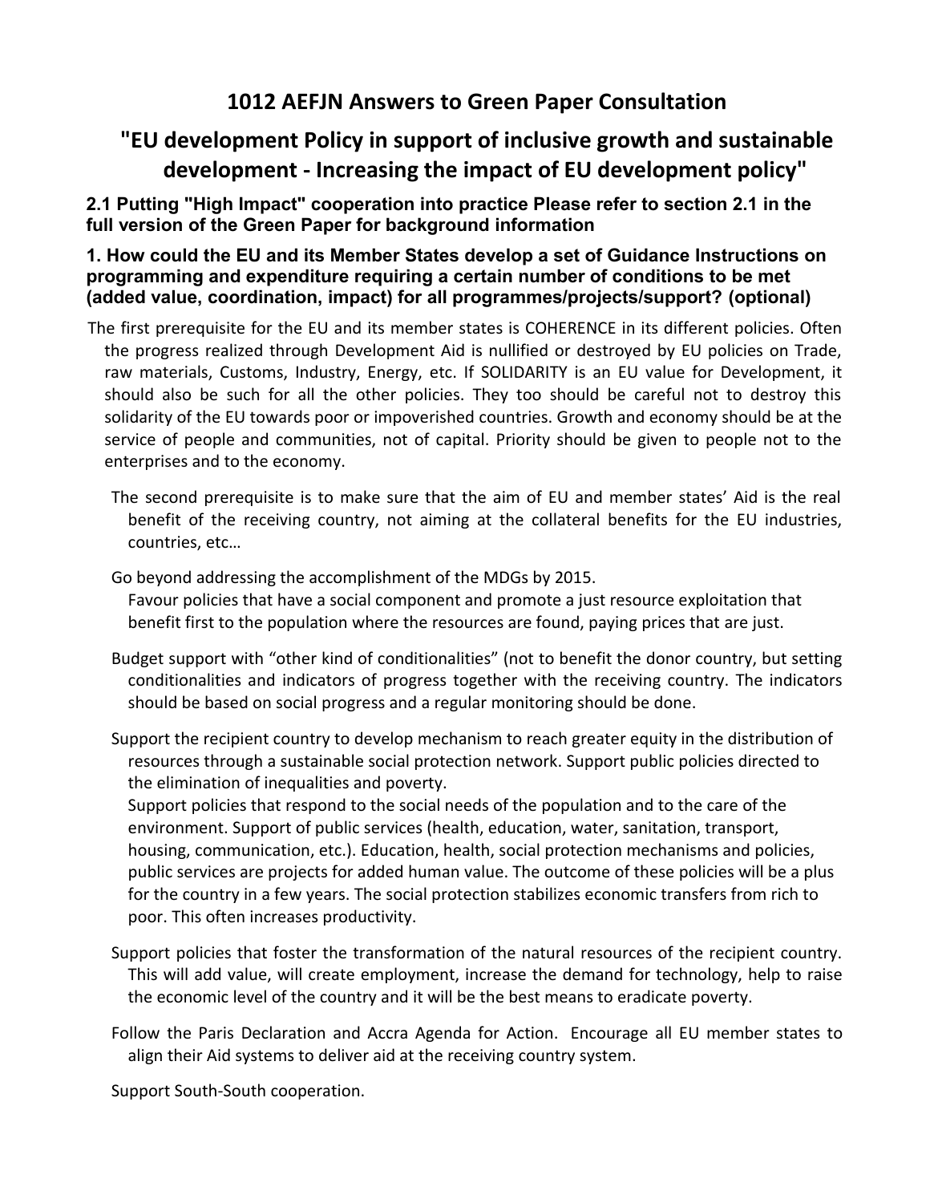# 1012 AEFJN Answers to Green Paper Consultation

# "EU development Policy in support of inclusive growth and sustainable development - Increasing the impact of EU development policy"

### 2.1 Putting "High Impact" cooperation into practice Please refer to section 2.1 in the full version of the Green Paper for background information

### 1. How could the EU and its Member States develop a set of Guidance Instructions on programming and expenditure requiring a certain number of conditions to be met (added value, coordination, impact) for all programmes/projects/support? (optional)

The first prerequisite for the EU and its member states is COHERENCE in its different policies. Often the progress realized through Development Aid is nullified or destroyed by EU policies on Trade, raw materials, Customs, Industry, Energy, etc. If SOLIDARITY is an EU value for Development, it should also be such for all the other policies. They too should be careful not to destroy this solidarity of the EU towards poor or impoverished countries. Growth and economy should be at the service of people and communities, not of capital. Priority should be given to people not to the enterprises and to the economy.

The second prerequisite is to make sure that the aim of EU and member states' Aid is the real benefit of the receiving country, not aiming at the collateral benefits for the EU industries, countries, etc…

Go beyond addressing the accomplishment of the MDGs by 2015.
Favour policies that have a social component and promote a just resource exploitation that benefit first to the population where the resources are found, paying prices that are just.

Budget support with "other kind of conditionalities" (not to benefit the donor country, but setting conditionalities and indicators of progress together with the receiving country. The indicators should be based on social progress and a regular monitoring should be done.

Support the recipient country to develop mechanism to reach greater equity in the distribution of resources through a sustainable social protection network. Support public policies directed to the elimination of inequalities and poverty.
Support policies that respond to the social needs of the population and to the care of the environment. Support of public services (health, education, water, sanitation, transport, housing, communication, etc.). Education, health, social protection mechanisms and policies, public services are projects for added human value. The outcome of these policies will be a plus for the country in a few years. The social protection stabilizes economic transfers from rich to poor. This often increases productivity.

Support policies that foster the transformation of the natural resources of the recipient country. This will add value, will create employment, increase the demand for technology, help to raise the economic level of the country and it will be the best means to eradicate poverty.

Follow the Paris Declaration and Accra Agenda for Action. Encourage all EU member states to align their Aid systems to deliver aid at the receiving country system.

Support South-South cooperation.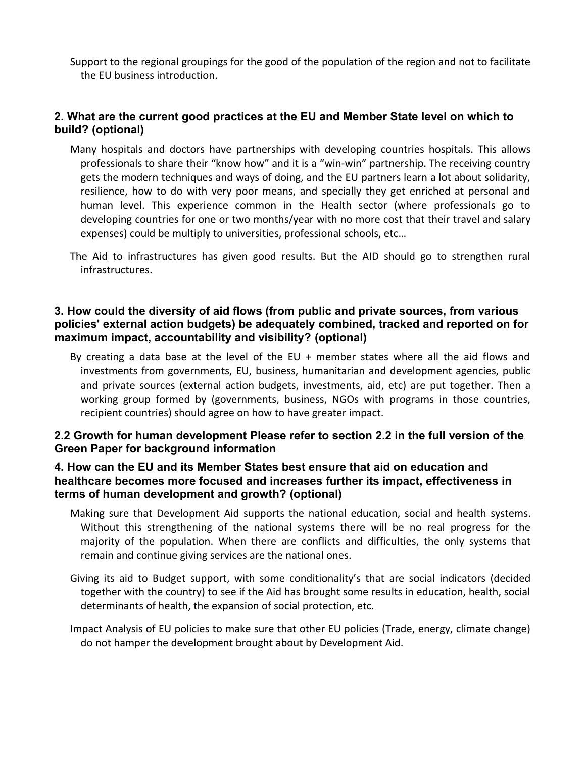Support to the regional groupings for the good of the population of the region and not to facilitate the EU business introduction.

### 2. What are the current good practices at the EU and Member State level on which to build? (optional)

Many hospitals and doctors have partnerships with developing countries hospitals. This allows professionals to share their "know how" and it is a "win-win" partnership. The receiving country gets the modern techniques and ways of doing, and the EU partners learn a lot about solidarity, resilience, how to do with very poor means, and specially they get enriched at personal and human level. This experience common in the Health sector (where professionals go to developing countries for one or two months/year with no more cost that their travel and salary expenses) could be multiply to universities, professional schools, etc…

The Aid to infrastructures has given good results. But the AID should go to strengthen rural infrastructures.

### 3. How could the diversity of aid flows (from public and private sources, from various policies' external action budgets) be adequately combined, tracked and reported on for maximum impact, accountability and visibility? (optional)

By creating a data base at the level of the EU + member states where all the aid flows and investments from governments, EU, business, humanitarian and development agencies, public and private sources (external action budgets, investments, aid, etc) are put together. Then a working group formed by (governments, business, NGOs with programs in those countries, recipient countries) should agree on how to have greater impact.

### 2.2 Growth for human development Please refer to section 2.2 in the full version of the Green Paper for background information

### 4. How can the EU and its Member States best ensure that aid on education and healthcare becomes more focused and increases further its impact, effectiveness in terms of human development and growth? (optional)

Making sure that Development Aid supports the national education, social and health systems. Without this strengthening of the national systems there will be no real progress for the majority of the population. When there are conflicts and difficulties, the only systems that remain and continue giving services are the national ones.

Giving its aid to Budget support, with some conditionality's that are social indicators (decided together with the country) to see if the Aid has brought some results in education, health, social determinants of health, the expansion of social protection, etc.

Impact Analysis of EU policies to make sure that other EU policies (Trade, energy, climate change) do not hamper the development brought about by Development Aid.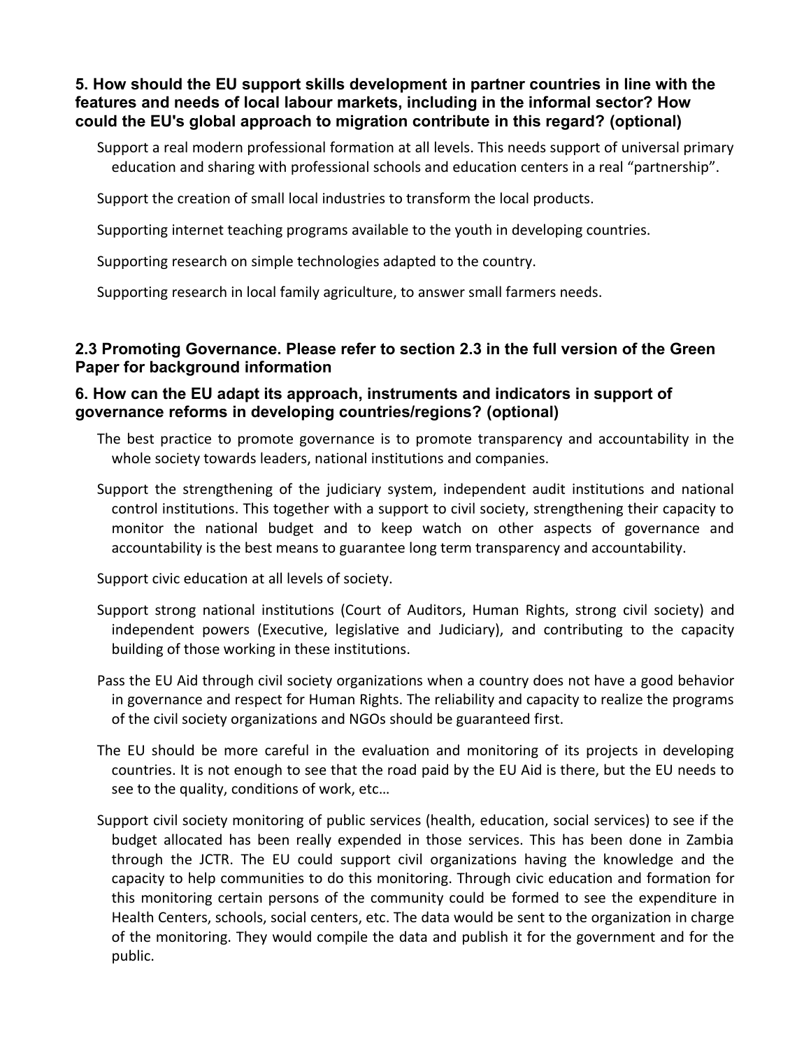**5. How should the EU support skills development in partner countries in line with the features and needs of local labour markets, including in the informal sector? How could the EU's global approach to migration contribute in this regard? (optional)**

Support a real modern professional formation at all levels. This needs support of universal primary education and sharing with professional schools and education centers in a real "partnership".

Support the creation of small local industries to transform the local products.

Supporting internet teaching programs available to the youth in developing countries.

Supporting research on simple technologies adapted to the country.

Supporting research in local family agriculture, to answer small farmers needs.

**2.3 Promoting Governance. Please refer to section 2.3 in the full version of the Green Paper for background information**

**6. How can the EU adapt its approach, instruments and indicators in support of governance reforms in developing countries/regions? (optional)**

The best practice to promote governance is to promote transparency and accountability in the whole society towards leaders, national institutions and companies.

Support the strengthening of the judiciary system, independent audit institutions and national control institutions. This together with a support to civil society, strengthening their capacity to monitor the national budget and to keep watch on other aspects of governance and accountability is the best means to guarantee long term transparency and accountability.

Support civic education at all levels of society.

Support strong national institutions (Court of Auditors, Human Rights, strong civil society) and independent powers (Executive, legislative and Judiciary), and contributing to the capacity building of those working in these institutions.

Pass the EU Aid through civil society organizations when a country does not have a good behavior in governance and respect for Human Rights. The reliability and capacity to realize the programs of the civil society organizations and NGOs should be guaranteed first.

The EU should be more careful in the evaluation and monitoring of its projects in developing countries. It is not enough to see that the road paid by the EU Aid is there, but the EU needs to see to the quality, conditions of work, etc…

Support civil society monitoring of public services (health, education, social services) to see if the budget allocated has been really expended in those services. This has been done in Zambia through the JCTR. The EU could support civil organizations having the knowledge and the capacity to help communities to do this monitoring. Through civic education and formation for this monitoring certain persons of the community could be formed to see the expenditure in Health Centers, schools, social centers, etc. The data would be sent to the organization in charge of the monitoring. They would compile the data and publish it for the government and for the public.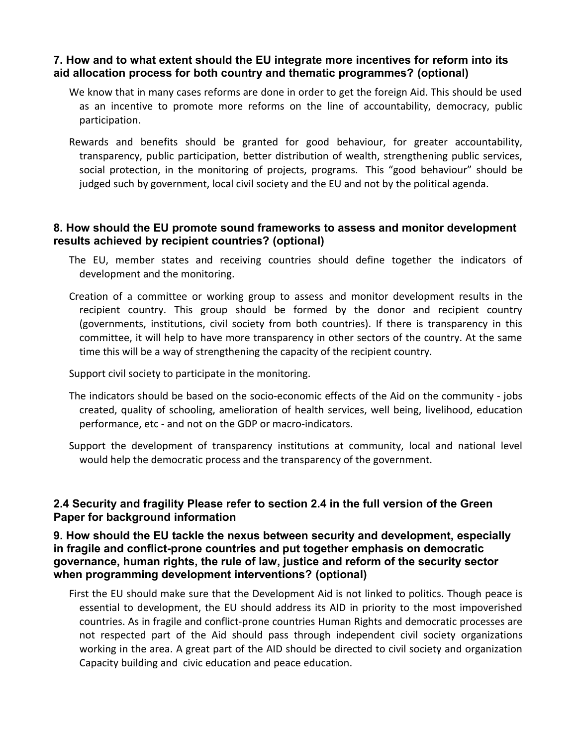### 7. How and to what extent should the EU integrate more incentives for reform into its aid allocation process for both country and thematic programmes? (optional)

We know that in many cases reforms are done in order to get the foreign Aid. This should be used as an incentive to promote more reforms on the line of accountability, democracy, public participation.

Rewards and benefits should be granted for good behaviour, for greater accountability, transparency, public participation, better distribution of wealth, strengthening public services, social protection, in the monitoring of projects, programs. This "good behaviour" should be judged such by government, local civil society and the EU and not by the political agenda.

### 8. How should the EU promote sound frameworks to assess and monitor development results achieved by recipient countries? (optional)

The EU, member states and receiving countries should define together the indicators of development and the monitoring.

Creation of a committee or working group to assess and monitor development results in the recipient country. This group should be formed by the donor and recipient country (governments, institutions, civil society from both countries). If there is transparency in this committee, it will help to have more transparency in other sectors of the country. At the same time this will be a way of strengthening the capacity of the recipient country.

Support civil society to participate in the monitoring.

The indicators should be based on the socio-economic effects of the Aid on the community - jobs created, quality of schooling, amelioration of health services, well being, livelihood, education performance, etc - and not on the GDP or macro-indicators.

Support the development of transparency institutions at community, local and national level would help the democratic process and the transparency of the government.

### 2.4 Security and fragility Please refer to section 2.4 in the full version of the Green Paper for background information

### 9. How should the EU tackle the nexus between security and development, especially in fragile and conflict-prone countries and put together emphasis on democratic governance, human rights, the rule of law, justice and reform of the security sector when programming development interventions? (optional)

First the EU should make sure that the Development Aid is not linked to politics. Though peace is essential to development, the EU should address its AID in priority to the most impoverished countries. As in fragile and conflict-prone countries Human Rights and democratic processes are not respected part of the Aid should pass through independent civil society organizations working in the area. A great part of the AID should be directed to civil society and organization Capacity building and civic education and peace education.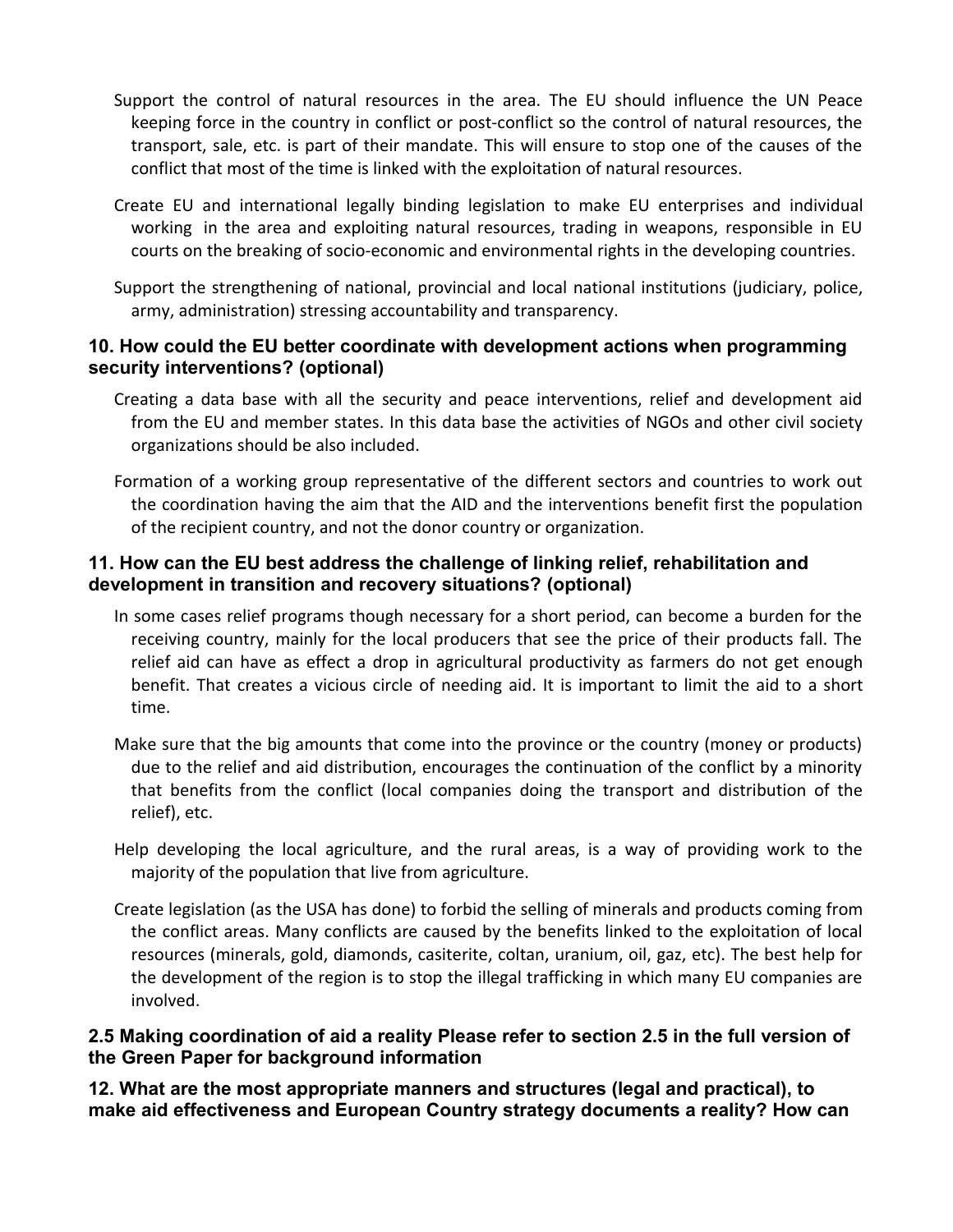Support the control of natural resources in the area. The EU should influence the UN Peace keeping force in the country in conflict or post-conflict so the control of natural resources, the transport, sale, etc. is part of their mandate. This will ensure to stop one of the causes of the conflict that most of the time is linked with the exploitation of natural resources.

Create EU and international legally binding legislation to make EU enterprises and individual working in the area and exploiting natural resources, trading in weapons, responsible in EU courts on the breaking of socio-economic and environmental rights in the developing countries.

Support the strengthening of national, provincial and local national institutions (judiciary, police, army, administration) stressing accountability and transparency.

### 10. How could the EU better coordinate with development actions when programming security interventions? (optional)

Creating a data base with all the security and peace interventions, relief and development aid from the EU and member states. In this data base the activities of NGOs and other civil society organizations should be also included.

Formation of a working group representative of the different sectors and countries to work out the coordination having the aim that the AID and the interventions benefit first the population of the recipient country, and not the donor country or organization.

### 11. How can the EU best address the challenge of linking relief, rehabilitation and development in transition and recovery situations? (optional)

In some cases relief programs though necessary for a short period, can become a burden for the receiving country, mainly for the local producers that see the price of their products fall. The relief aid can have as effect a drop in agricultural productivity as farmers do not get enough benefit. That creates a vicious circle of needing aid. It is important to limit the aid to a short time.

Make sure that the big amounts that come into the province or the country (money or products) due to the relief and aid distribution, encourages the continuation of the conflict by a minority that benefits from the conflict (local companies doing the transport and distribution of the relief), etc.

Help developing the local agriculture, and the rural areas, is a way of providing work to the majority of the population that live from agriculture.

Create legislation (as the USA has done) to forbid the selling of minerals and products coming from the conflict areas. Many conflicts are caused by the benefits linked to the exploitation of local resources (minerals, gold, diamonds, casiterite, coltan, uranium, oil, gaz, etc). The best help for the development of the region is to stop the illegal trafficking in which many EU companies are involved.

### 2.5 Making coordination of aid a reality Please refer to section 2.5 in the full version of the Green Paper for background information

### 12. What are the most appropriate manners and structures (legal and practical), to make aid effectiveness and European Country strategy documents a reality? How can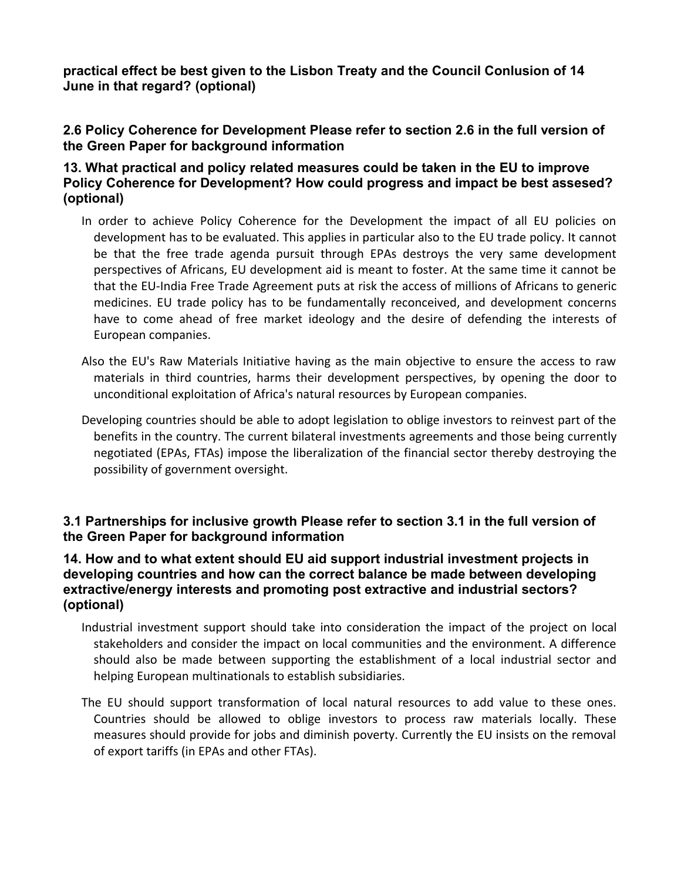**practical effect be best given to the Lisbon Treaty and the Council Conlusion of 14 June in that regard? (optional)**

### 2.6 Policy Coherence for Development Please refer to section 2.6 in the full version of the Green Paper for background information

### 13. What practical and policy related measures could be taken in the EU to improve Policy Coherence for Development? How could progress and impact be best assesed? (optional)

In order to achieve Policy Coherence for the Development the impact of all EU policies on development has to be evaluated. This applies in particular also to the EU trade policy. It cannot be that the free trade agenda pursuit through EPAs destroys the very same development perspectives of Africans, EU development aid is meant to foster. At the same time it cannot be that the EU-India Free Trade Agreement puts at risk the access of millions of Africans to generic medicines. EU trade policy has to be fundamentally reconceived, and development concerns have to come ahead of free market ideology and the desire of defending the interests of European companies.

Also the EU's Raw Materials Initiative having as the main objective to ensure the access to raw materials in third countries, harms their development perspectives, by opening the door to unconditional exploitation of Africa's natural resources by European companies.

Developing countries should be able to adopt legislation to oblige investors to reinvest part of the benefits in the country. The current bilateral investments agreements and those being currently negotiated (EPAs, FTAs) impose the liberalization of the financial sector thereby destroying the possibility of government oversight.

### 3.1 Partnerships for inclusive growth Please refer to section 3.1 in the full version of the Green Paper for background information

### 14. How and to what extent should EU aid support industrial investment projects in developing countries and how can the correct balance be made between developing extractive/energy interests and promoting post extractive and industrial sectors? (optional)

Industrial investment support should take into consideration the impact of the project on local stakeholders and consider the impact on local communities and the environment. A difference should also be made between supporting the establishment of a local industrial sector and helping European multinationals to establish subsidiaries.

The EU should support transformation of local natural resources to add value to these ones. Countries should be allowed to oblige investors to process raw materials locally. These measures should provide for jobs and diminish poverty. Currently the EU insists on the removal of export tariffs (in EPAs and other FTAs).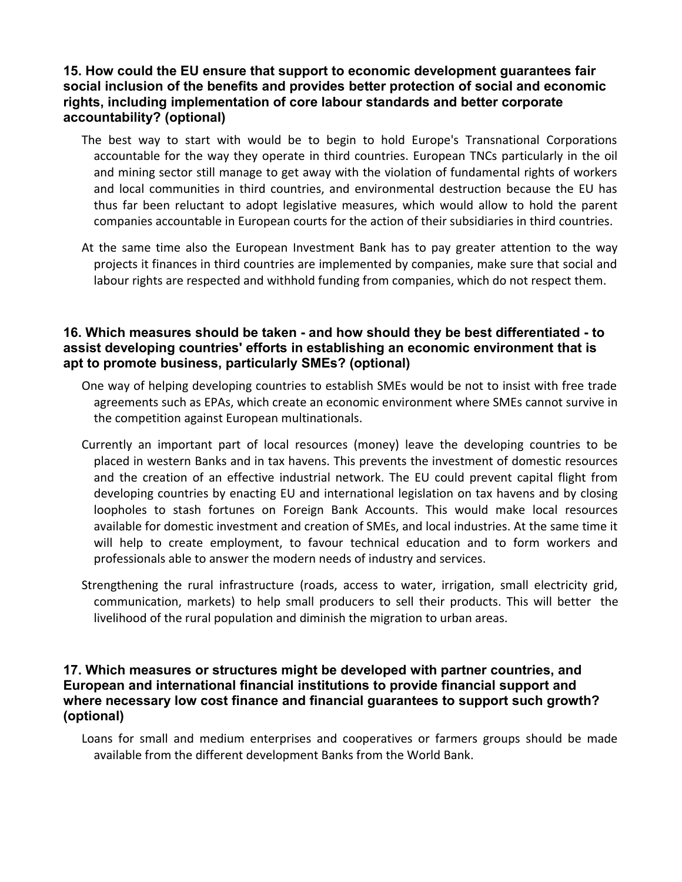### 15. How could the EU ensure that support to economic development guarantees fair social inclusion of the benefits and provides better protection of social and economic rights, including implementation of core labour standards and better corporate accountability? (optional)

The best way to start with would be to begin to hold Europe's Transnational Corporations accountable for the way they operate in third countries. European TNCs particularly in the oil and mining sector still manage to get away with the violation of fundamental rights of workers and local communities in third countries, and environmental destruction because the EU has thus far been reluctant to adopt legislative measures, which would allow to hold the parent companies accountable in European courts for the action of their subsidiaries in third countries.

At the same time also the European Investment Bank has to pay greater attention to the way projects it finances in third countries are implemented by companies, make sure that social and labour rights are respected and withhold funding from companies, which do not respect them.

### 16. Which measures should be taken - and how should they be best differentiated - to assist developing countries' efforts in establishing an economic environment that is apt to promote business, particularly SMEs? (optional)

One way of helping developing countries to establish SMEs would be not to insist with free trade agreements such as EPAs, which create an economic environment where SMEs cannot survive in the competition against European multinationals.

Currently an important part of local resources (money) leave the developing countries to be placed in western Banks and in tax havens. This prevents the investment of domestic resources and the creation of an effective industrial network. The EU could prevent capital flight from developing countries by enacting EU and international legislation on tax havens and by closing loopholes to stash fortunes on Foreign Bank Accounts. This would make local resources available for domestic investment and creation of SMEs, and local industries. At the same time it will help to create employment, to favour technical education and to form workers and professionals able to answer the modern needs of industry and services.

Strengthening the rural infrastructure (roads, access to water, irrigation, small electricity grid, communication, markets) to help small producers to sell their products. This will better the livelihood of the rural population and diminish the migration to urban areas.

### 17. Which measures or structures might be developed with partner countries, and European and international financial institutions to provide financial support and where necessary low cost finance and financial guarantees to support such growth? (optional)

Loans for small and medium enterprises and cooperatives or farmers groups should be made available from the different development Banks from the World Bank.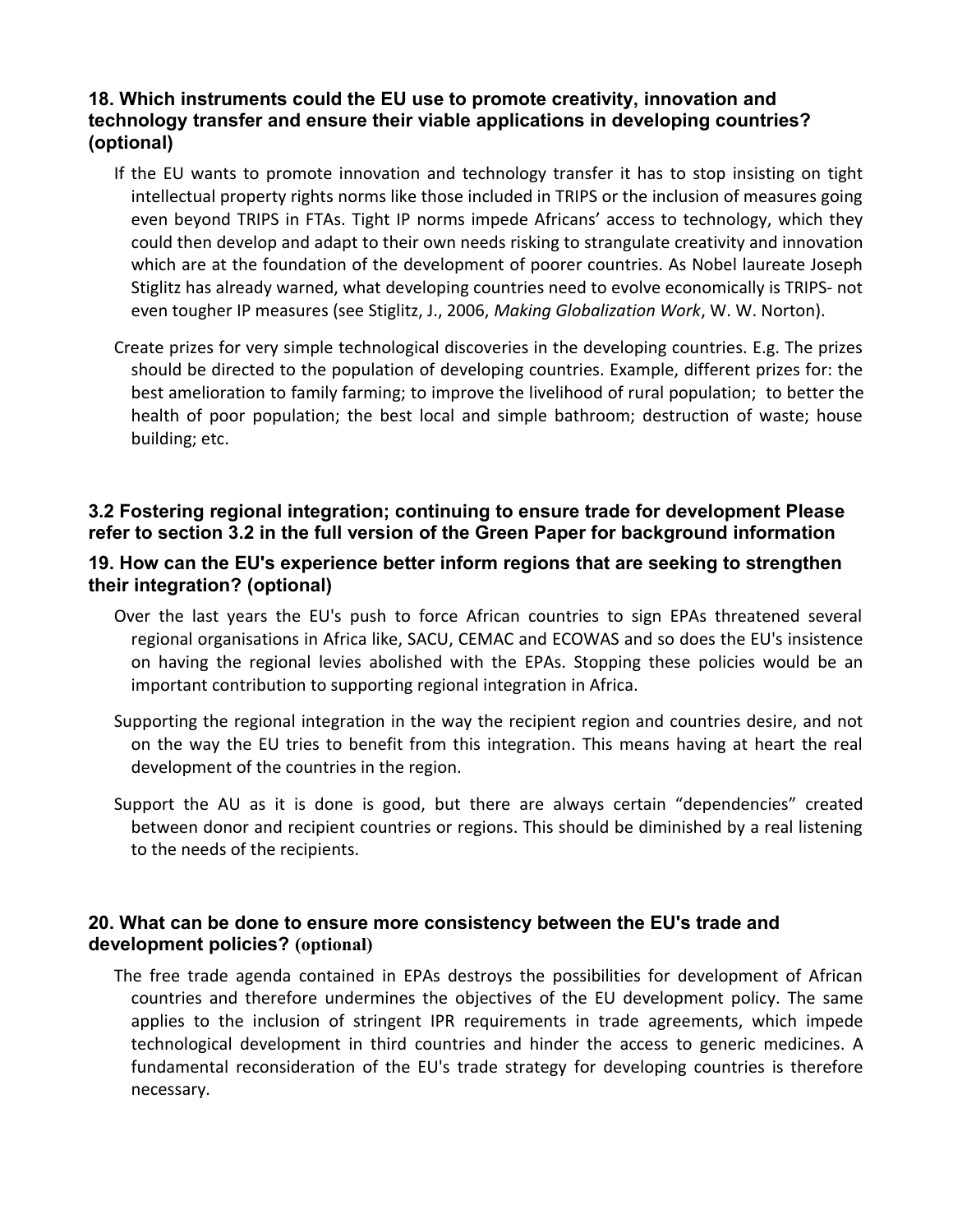### 18. Which instruments could the EU use to promote creativity, innovation and technology transfer and ensure their viable applications in developing countries? (optional)

If the EU wants to promote innovation and technology transfer it has to stop insisting on tight intellectual property rights norms like those included in TRIPS or the inclusion of measures going even beyond TRIPS in FTAs. Tight IP norms impede Africans' access to technology, which they could then develop and adapt to their own needs risking to strangulate creativity and innovation which are at the foundation of the development of poorer countries. As Nobel laureate Joseph Stiglitz has already warned, what developing countries need to evolve economically is TRIPS- not even tougher IP measures (see Stiglitz, J., 2006, *Making Globalization Work*, W. W. Norton).

Create prizes for very simple technological discoveries in the developing countries. E.g. The prizes should be directed to the population of developing countries. Example, different prizes for: the best amelioration to family farming; to improve the livelihood of rural population; to better the health of poor population; the best local and simple bathroom; destruction of waste; house building; etc.

## 3.2 Fostering regional integration; continuing to ensure trade for development Please refer to section 3.2 in the full version of the Green Paper for background information

### 19. How can the EU's experience better inform regions that are seeking to strengthen their integration? (optional)

Over the last years the EU's push to force African countries to sign EPAs threatened several regional organisations in Africa like, SACU, CEMAC and ECOWAS and so does the EU's insistence on having the regional levies abolished with the EPAs. Stopping these policies would be an important contribution to supporting regional integration in Africa.

Supporting the regional integration in the way the recipient region and countries desire, and not on the way the EU tries to benefit from this integration. This means having at heart the real development of the countries in the region.

Support the AU as it is done is good, but there are always certain "dependencies" created between donor and recipient countries or regions. This should be diminished by a real listening to the needs of the recipients.

### 20. What can be done to ensure more consistency between the EU's trade and development policies? (optional)

The free trade agenda contained in EPAs destroys the possibilities for development of African countries and therefore undermines the objectives of the EU development policy. The same applies to the inclusion of stringent IPR requirements in trade agreements, which impede technological development in third countries and hinder the access to generic medicines. A fundamental reconsideration of the EU's trade strategy for developing countries is therefore necessary.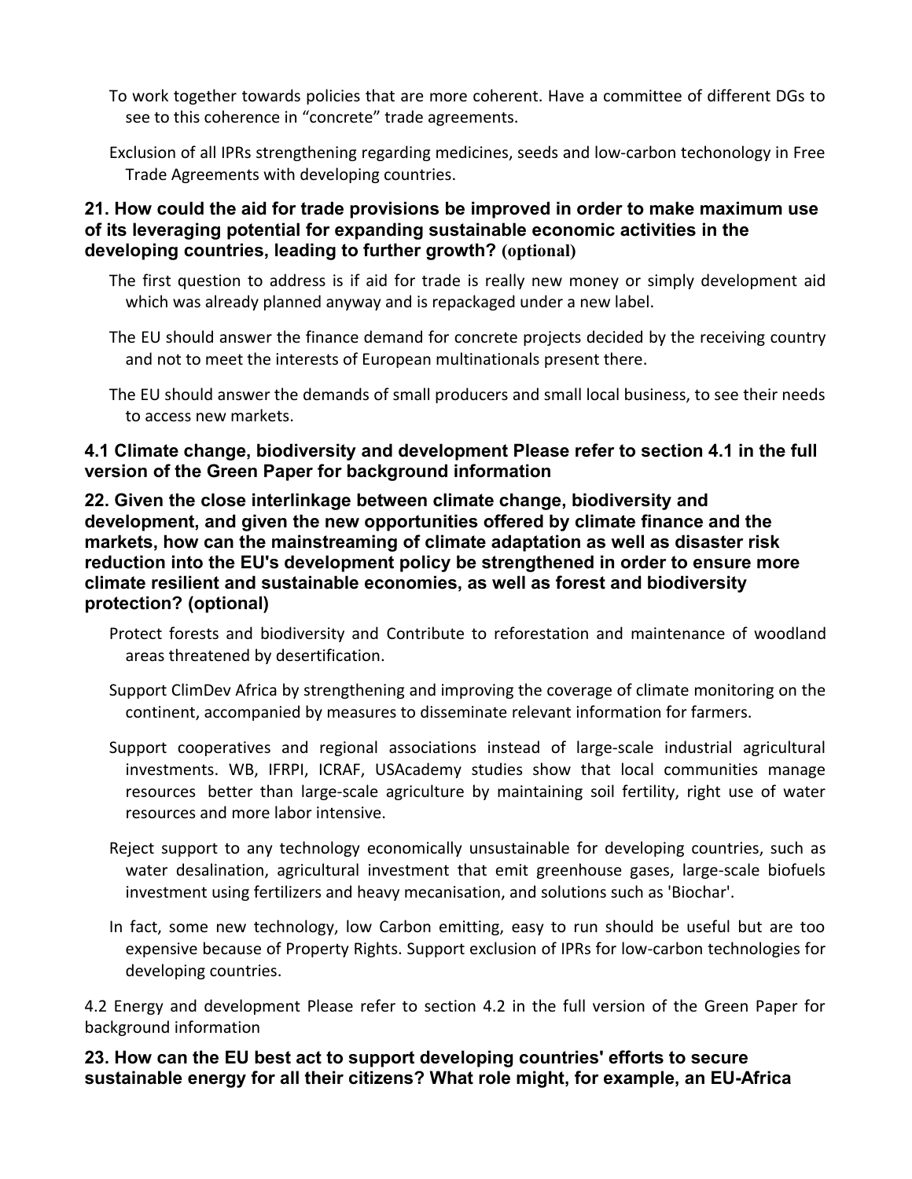To work together towards policies that are more coherent. Have a committee of different DGs to see to this coherence in “concrete” trade agreements.

Exclusion of all IPRs strengthening regarding medicines, seeds and low-carbon techonology in Free Trade Agreements with developing countries.

**21. How could the aid for trade provisions be improved in order to make maximum use of its leveraging potential for expanding sustainable economic activities in the developing countries, leading to further growth? (optional)**

The first question to address is if aid for trade is really new money or simply development aid which was already planned anyway and is repackaged under a new label.

The EU should answer the finance demand for concrete projects decided by the receiving country and not to meet the interests of European multinationals present there.

The EU should answer the demands of small producers and small local business, to see their needs to access new markets.

**4.1 Climate change, biodiversity and development Please refer to section 4.1 in the full version of the Green Paper for background information**

**22. Given the close interlinkage between climate change, biodiversity and development, and given the new opportunities offered by climate finance and the markets, how can the mainstreaming of climate adaptation as well as disaster risk reduction into the EU's development policy be strengthened in order to ensure more climate resilient and sustainable economies, as well as forest and biodiversity protection? (optional)**

Protect forests and biodiversity and Contribute to reforestation and maintenance of woodland areas threatened by desertification.

Support ClimDev Africa by strengthening and improving the coverage of climate monitoring on the continent, accompanied by measures to disseminate relevant information for farmers.

Support cooperatives and regional associations instead of large-scale industrial agricultural investments. WB, IFRPI, ICRAF, USAcademy studies show that local communities manage resources better than large-scale agriculture by maintaining soil fertility, right use of water resources and more labor intensive.

Reject support to any technology economically unsustainable for developing countries, such as water desalination, agricultural investment that emit greenhouse gases, large-scale biofuels investment using fertilizers and heavy mecanisation, and solutions such as 'Biochar'.

In fact, some new technology, low Carbon emitting, easy to run should be useful but are too expensive because of Property Rights. Support exclusion of IPRs for low-carbon technologies for developing countries.

4.2 Energy and development Please refer to section 4.2 in the full version of the Green Paper for background information

**23. How can the EU best act to support developing countries' efforts to secure sustainable energy for all their citizens? What role might, for example, an EU-Africa**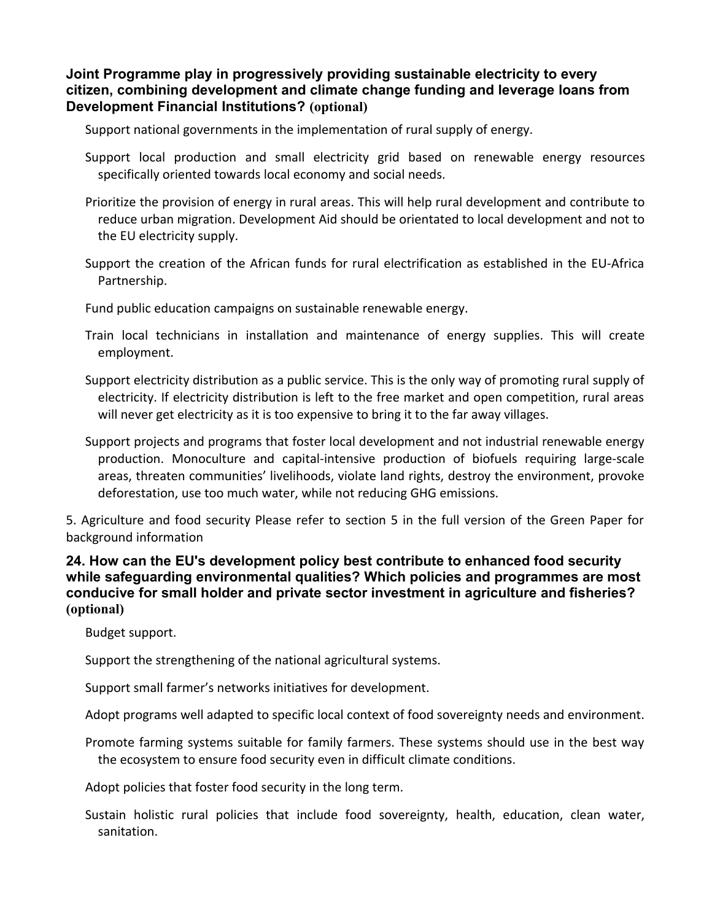**Joint Programme play in progressively providing sustainable electricity to every citizen, combining development and climate change funding and leverage loans from Development Financial Institutions? (optional)**

Support national governments in the implementation of rural supply of energy.

Support local production and small electricity grid based on renewable energy resources specifically oriented towards local economy and social needs.

Prioritize the provision of energy in rural areas. This will help rural development and contribute to reduce urban migration. Development Aid should be orientated to local development and not to the EU electricity supply.

Support the creation of the African funds for rural electrification as established in the EU-Africa Partnership.

Fund public education campaigns on sustainable renewable energy.

Train local technicians in installation and maintenance of energy supplies. This will create employment.

Support electricity distribution as a public service. This is the only way of promoting rural supply of electricity. If electricity distribution is left to the free market and open competition, rural areas will never get electricity as it is too expensive to bring it to the far away villages.

Support projects and programs that foster local development and not industrial renewable energy production. Monoculture and capital-intensive production of biofuels requiring large-scale areas, threaten communities' livelihoods, violate land rights, destroy the environment, provoke deforestation, use too much water, while not reducing GHG emissions.

5. Agriculture and food security Please refer to section 5 in the full version of the Green Paper for background information

**24. How can the EU's development policy best contribute to enhanced food security while safeguarding environmental qualities? Which policies and programmes are most conducive for small holder and private sector investment in agriculture and fisheries? (optional)**

Budget support.

Support the strengthening of the national agricultural systems.

Support small farmer's networks initiatives for development.

Adopt programs well adapted to specific local context of food sovereignty needs and environment.

Promote farming systems suitable for family farmers. These systems should use in the best way the ecosystem to ensure food security even in difficult climate conditions.

Adopt policies that foster food security in the long term.

Sustain holistic rural policies that include food sovereignty, health, education, clean water, sanitation.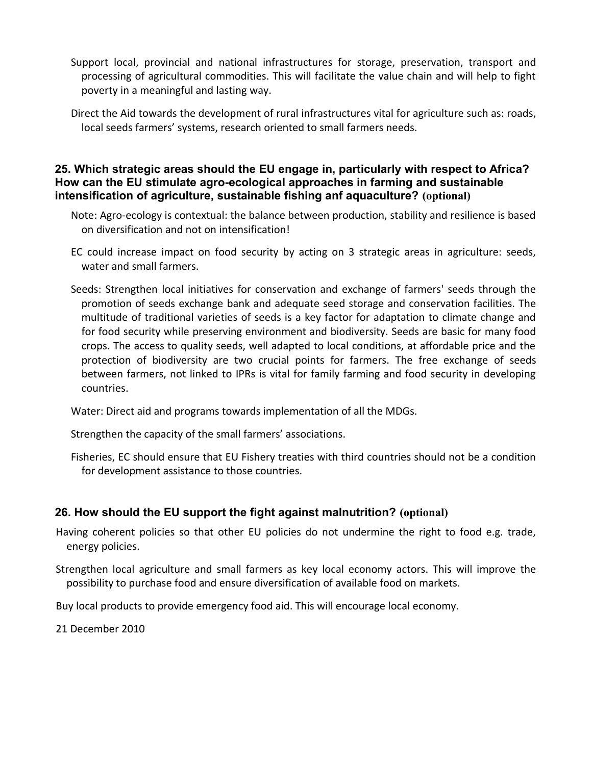Support local, provincial and national infrastructures for storage, preservation, transport and processing of agricultural commodities. This will facilitate the value chain and will help to fight poverty in a meaningful and lasting way.

Direct the Aid towards the development of rural infrastructures vital for agriculture such as: roads, local seeds farmers' systems, research oriented to small farmers needs.

### 25. Which strategic areas should the EU engage in, particularly with respect to Africa? How can the EU stimulate agro-ecological approaches in farming and sustainable intensification of agriculture, sustainable fishing anf aquaculture? (optional)

Note: Agro-ecology is contextual: the balance between production, stability and resilience is based on diversification and not on intensification!

EC could increase impact on food security by acting on 3 strategic areas in agriculture: seeds, water and small farmers.

Seeds: Strengthen local initiatives for conservation and exchange of farmers' seeds through the promotion of seeds exchange bank and adequate seed storage and conservation facilities. The multitude of traditional varieties of seeds is a key factor for adaptation to climate change and for food security while preserving environment and biodiversity. Seeds are basic for many food crops. The access to quality seeds, well adapted to local conditions, at affordable price and the protection of biodiversity are two crucial points for farmers. The free exchange of seeds between farmers, not linked to IPRs is vital for family farming and food security in developing countries.

Water: Direct aid and programs towards implementation of all the MDGs.

Strengthen the capacity of the small farmers' associations.

Fisheries, EC should ensure that EU Fishery treaties with third countries should not be a condition for development assistance to those countries.

### 26. How should the EU support the fight against malnutrition? (optional)

Having coherent policies so that other EU policies do not undermine the right to food e.g. trade, energy policies.

Strengthen local agriculture and small farmers as key local economy actors. This will improve the possibility to purchase food and ensure diversification of available food on markets.

Buy local products to provide emergency food aid. This will encourage local economy.

21 December 2010